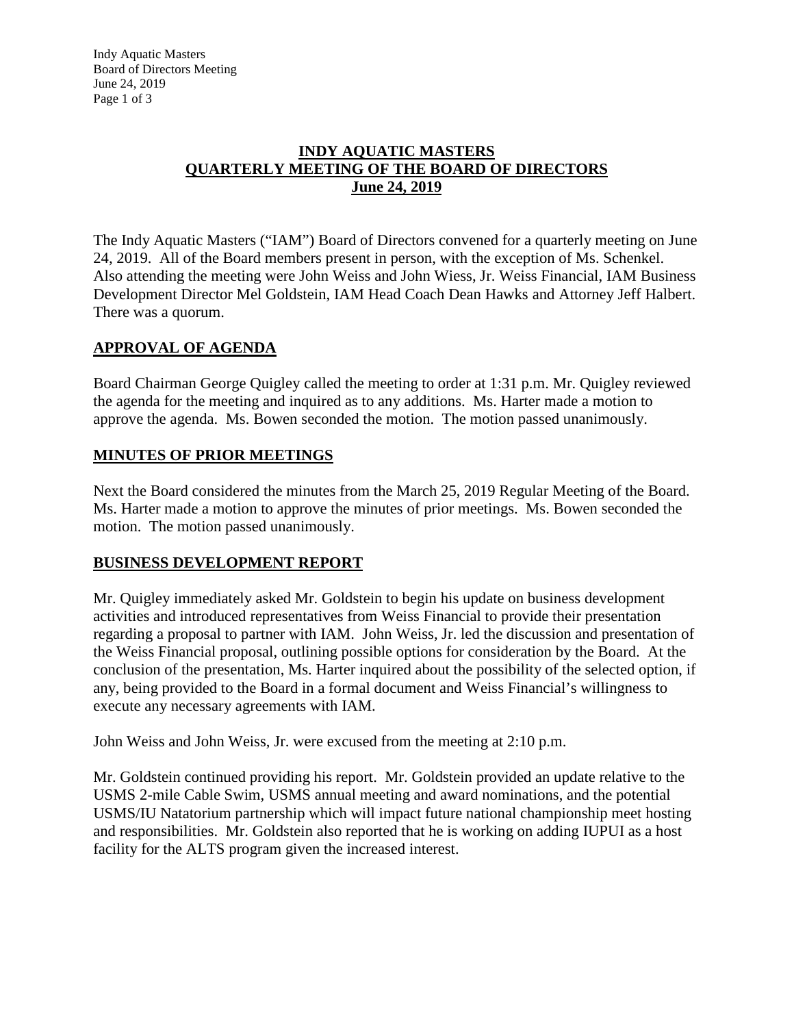# INDY AQUATIC MASTERS
# QUARTERLY MEETING OF THE BOARD OF DIRECTORS
# June 24, 2019

The Indy Aquatic Masters ("IAM") Board of Directors convened for a quarterly meeting on June 24, 2019. All of the Board members present in person, with the exception of Ms. Schenkel. Also attending the meeting were John Weiss and John Wiess, Jr. Weiss Financial, IAM Business Development Director Mel Goldstein, IAM Head Coach Dean Hawks and Attorney Jeff Halbert. There was a quorum.

## APPROVAL OF AGENDA

Board Chairman George Quigley called the meeting to order at 1:31 p.m. Mr. Quigley reviewed the agenda for the meeting and inquired as to any additions. Ms. Harter made a motion to approve the agenda. Ms. Bowen seconded the motion. The motion passed unanimously.

## MINUTES OF PRIOR MEETINGS

Next the Board considered the minutes from the March 25, 2019 Regular Meeting of the Board. Ms. Harter made a motion to approve the minutes of prior meetings. Ms. Bowen seconded the motion. The motion passed unanimously.

## BUSINESS DEVELOPMENT REPORT

Mr. Quigley immediately asked Mr. Goldstein to begin his update on business development activities and introduced representatives from Weiss Financial to provide their presentation regarding a proposal to partner with IAM. John Weiss, Jr. led the discussion and presentation of the Weiss Financial proposal, outlining possible options for consideration by the Board. At the conclusion of the presentation, Ms. Harter inquired about the possibility of the selected option, if any, being provided to the Board in a formal document and Weiss Financial's willingness to execute any necessary agreements with IAM.

John Weiss and John Weiss, Jr. were excused from the meeting at 2:10 p.m.

Mr. Goldstein continued providing his report. Mr. Goldstein provided an update relative to the USMS 2-mile Cable Swim, USMS annual meeting and award nominations, and the potential USMS/IU Natatorium partnership which will impact future national championship meet hosting and responsibilities. Mr. Goldstein also reported that he is working on adding IUPUI as a host facility for the ALTS program given the increased interest.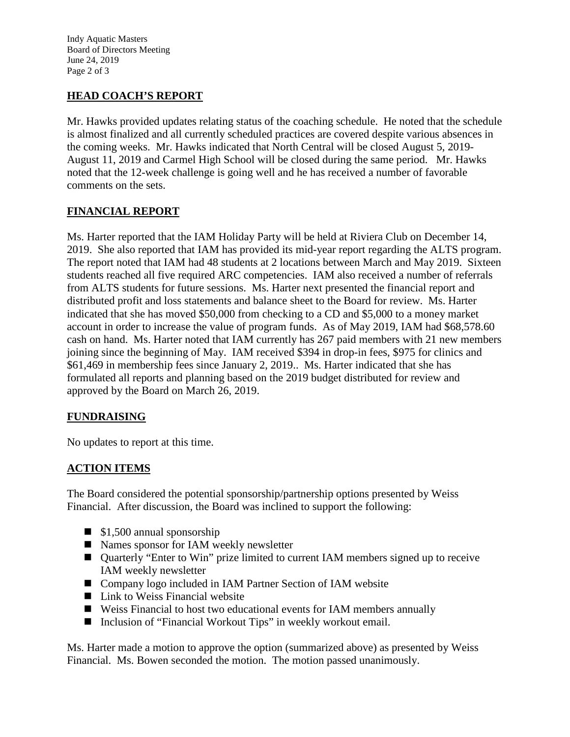## HEAD COACH'S REPORT

Mr. Hawks provided updates relating status of the coaching schedule. He noted that the schedule is almost finalized and all currently scheduled practices are covered despite various absences in the coming weeks. Mr. Hawks indicated that North Central will be closed August 5, 2019-August 11, 2019 and Carmel High School will be closed during the same period. Mr. Hawks noted that the 12-week challenge is going well and he has received a number of favorable comments on the sets.

## FINANCIAL REPORT

Ms. Harter reported that the IAM Holiday Party will be held at Riviera Club on December 14, 2019. She also reported that IAM has provided its mid-year report regarding the ALTS program. The report noted that IAM had 48 students at 2 locations between March and May 2019. Sixteen students reached all five required ARC competencies. IAM also received a number of referrals from ALTS students for future sessions. Ms. Harter next presented the financial report and distributed profit and loss statements and balance sheet to the Board for review. Ms. Harter indicated that she has moved $50,000 from checking to a CD and $5,000 to a money market account in order to increase the value of program funds. As of May 2019, IAM had $68,578.60 cash on hand. Ms. Harter noted that IAM currently has 267 paid members with 21 new members joining since the beginning of May. IAM received $394 in drop-in fees, $975 for clinics and $61,469 in membership fees since January 2, 2019.. Ms. Harter indicated that she has formulated all reports and planning based on the 2019 budget distributed for review and approved by the Board on March 26, 2019.

## FUNDRAISING

No updates to report at this time.

## ACTION ITEMS

The Board considered the potential sponsorship/partnership options presented by Weiss Financial. After discussion, the Board was inclined to support the following:

- $1,500 annual sponsorship
- Names sponsor for IAM weekly newsletter
- Quarterly "Enter to Win" prize limited to current IAM members signed up to receive IAM weekly newsletter
- Company logo included in IAM Partner Section of IAM website
- Link to Weiss Financial website
- Weiss Financial to host two educational events for IAM members annually
- Inclusion of "Financial Workout Tips" in weekly workout email.

Ms. Harter made a motion to approve the option (summarized above) as presented by Weiss Financial. Ms. Bowen seconded the motion. The motion passed unanimously.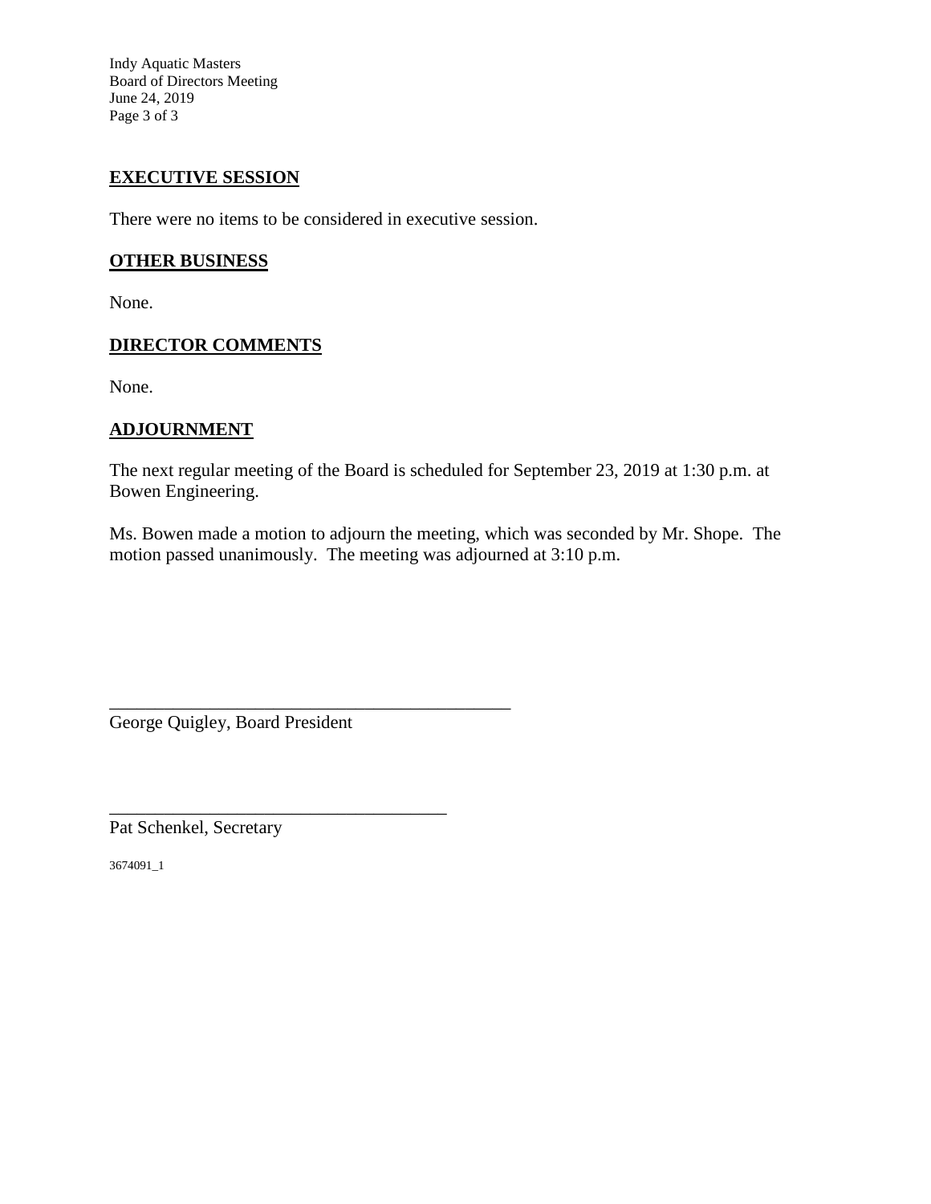## EXECUTIVE SESSION

There were no items to be considered in executive session.

## OTHER BUSINESS

None.

## DIRECTOR COMMENTS

None.

## ADJOURNMENT

The next regular meeting of the Board is scheduled for September 23, 2019 at 1:30 p.m. at Bowen Engineering.

Ms. Bowen made a motion to adjourn the meeting, which was seconded by Mr. Shope. The motion passed unanimously. The meeting was adjourned at 3:10 p.m.

\_\_\_\_\_\_\_\_\_\_\_\_\_\_\_\_\_\_\_\_\_\_\_\_\_\_\_\_\_\_\_\_\_\_\_\_\_\_\_\_\_\_\_\_

George Quigley, Board President

\_\_\_\_\_\_\_\_\_\_\_\_\_\_\_\_\_\_\_\_\_\_\_\_\_\_\_\_\_\_\_\_\_\_\_\_\_\_

Pat Schenkel, Secretary

3674091_1